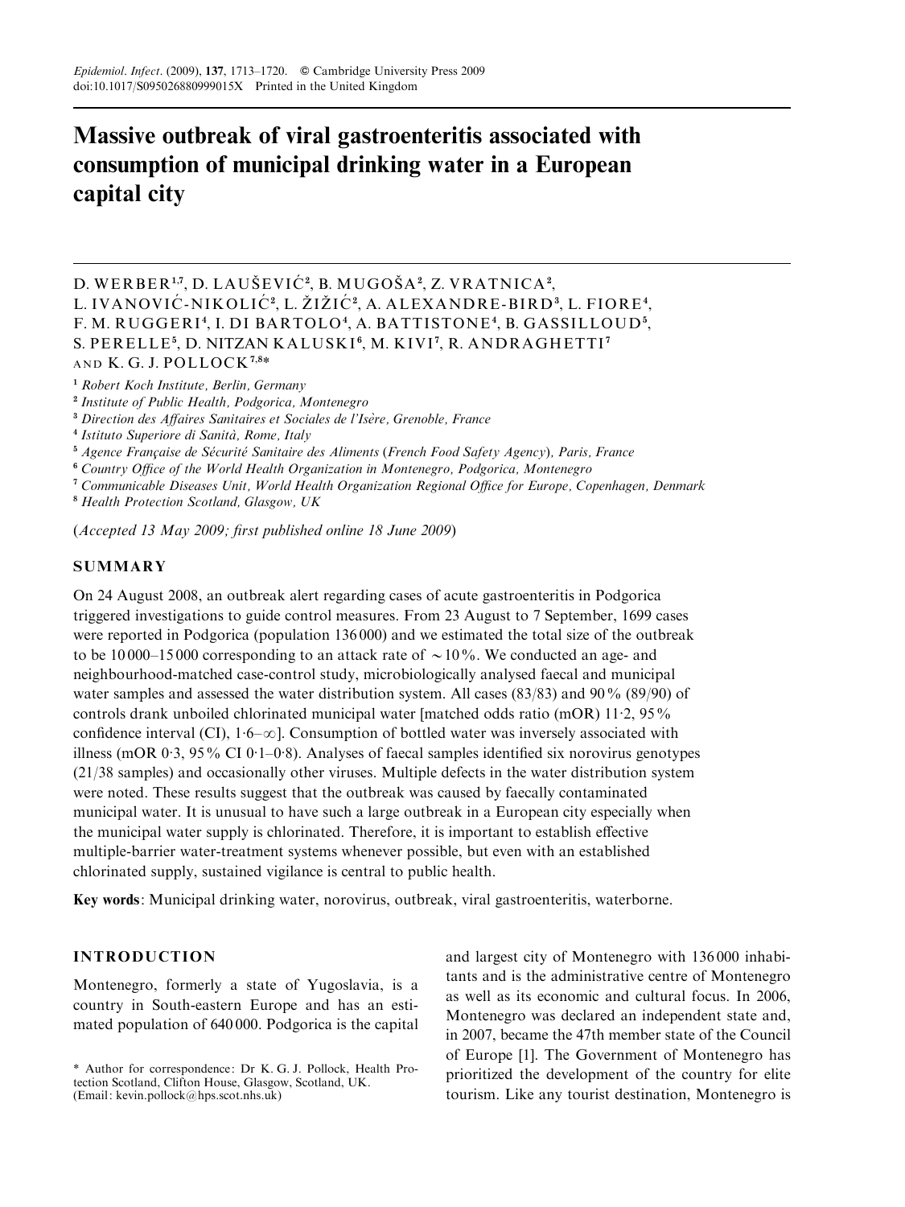# Massive outbreak of viral gastroenteritis associated with consumption of municipal drinking water in a European capital city

D. WERBER[1,7], D. LAUŠEVIĆ[2], B. MUGOŠA[2], Z. VRATNICA[2], L. IVANOVIĆ-NIKOLIĆ[2], L. ŽIŽIĆ[2], A. ALEXANDRE-BIRD[3], L. FIORE[4], F. M. RUGGERI[4], I. DI BARTOLO[4], A. BATTISTONE[4], B. GASSILLOUD[5], S. PERELLE[5], D. NITZAN KALUSKI[6], M. KIVI[7], R. ANDRAGHETTI[7] AND K. G. J. POLLOCK[7,8]*

[1] *Robert Koch Institute, Berlin, Germany*
[2] *Institute of Public Health, Podgorica, Montenegro*
[3] *Direction des Affaires Sanitaires et Sociales de l'Isère, Grenoble, France*
[4] *Istituto Superiore di Sanità, Rome, Italy*
[5] *Agence Française de Sécurité Sanitaire des Aliments (French Food Safety Agency), Paris, France*
[6] *Country Office of the World Health Organization in Montenegro, Podgorica, Montenegro*
[7] *Communicable Diseases Unit, World Health Organization Regional Office for Europe, Copenhagen, Denmark*
[8] *Health Protection Scotland, Glasgow, UK*

(*Accepted 13 May 2009; first published online 18 June 2009*)

## SUMMARY

On 24 August 2008, an outbreak alert regarding cases of acute gastroenteritis in Podgorica triggered investigations to guide control measures. From 23 August to 7 September, 1699 cases were reported in Podgorica (population 136 000) and we estimated the total size of the outbreak to be 10 000–15 000 corresponding to an attack rate of ~10%. We conducted an age- and neighbourhood-matched case-control study, microbiologically analysed faecal and municipal water samples and assessed the water distribution system. All cases (83/83) and 90% (89/90) of controls drank unboiled chlorinated municipal water [matched odds ratio (mOR) 11·2, 95% confidence interval (CI), 1·6–∞]. Consumption of bottled water was inversely associated with illness (mOR 0·3, 95% CI 0·1–0·8). Analyses of faecal samples identified six norovirus genotypes (21/38 samples) and occasionally other viruses. Multiple defects in the water distribution system were noted. These results suggest that the outbreak was caused by faecally contaminated municipal water. It is unusual to have such a large outbreak in a European city especially when the municipal water supply is chlorinated. Therefore, it is important to establish effective multiple-barrier water-treatment systems whenever possible, but even with an established chlorinated supply, sustained vigilance is central to public health.

**Key words**: Municipal drinking water, norovirus, outbreak, viral gastroenteritis, waterborne.

## INTRODUCTION

Montenegro, formerly a state of Yugoslavia, is a country in South-eastern Europe and has an estimated population of 640 000. Podgorica is the capital and largest city of Montenegro with 136 000 inhabitants and is the administrative centre of Montenegro as well as its economic and cultural focus. In 2006, Montenegro was declared an independent state and, in 2007, became the 47th member state of the Council of Europe [1]. The Government of Montenegro has prioritized the development of the country for elite tourism. Like any tourist destination, Montenegro is

\* Author for correspondence: Dr K. G. J. Pollock, Health Protection Scotland, Clifton House, Glasgow, Scotland, UK. (Email: kevin.pollock@hps.scot.nhs.uk)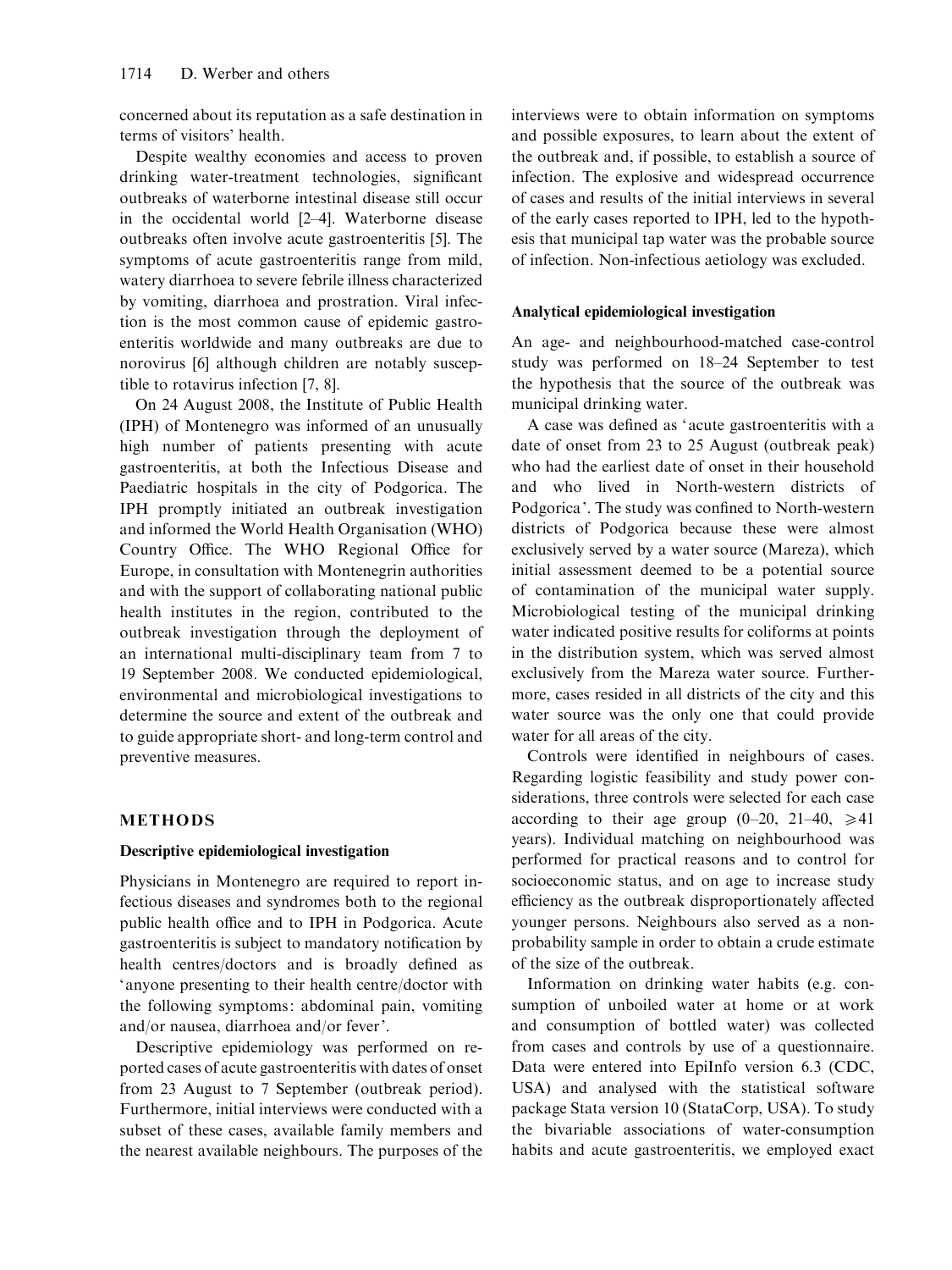concerned about its reputation as a safe destination in terms of visitors' health.

Despite wealthy economies and access to proven drinking water-treatment technologies, significant outbreaks of waterborne intestinal disease still occur in the occidental world [2–4]. Waterborne disease outbreaks often involve acute gastroenteritis [5]. The symptoms of acute gastroenteritis range from mild, watery diarrhoea to severe febrile illness characterized by vomiting, diarrhoea and prostration. Viral infection is the most common cause of epidemic gastroenteritis worldwide and many outbreaks are due to norovirus [6] although children are notably susceptible to rotavirus infection [7, 8].

On 24 August 2008, the Institute of Public Health (IPH) of Montenegro was informed of an unusually high number of patients presenting with acute gastroenteritis, at both the Infectious Disease and Paediatric hospitals in the city of Podgorica. The IPH promptly initiated an outbreak investigation and informed the World Health Organisation (WHO) Country Office. The WHO Regional Office for Europe, in consultation with Montenegrin authorities and with the support of collaborating national public health institutes in the region, contributed to the outbreak investigation through the deployment of an international multi-disciplinary team from 7 to 19 September 2008. We conducted epidemiological, environmental and microbiological investigations to determine the source and extent of the outbreak and to guide appropriate short- and long-term control and preventive measures.

## METHODS

### Descriptive epidemiological investigation

Physicians in Montenegro are required to report infectious diseases and syndromes both to the regional public health office and to IPH in Podgorica. Acute gastroenteritis is subject to mandatory notification by health centres/doctors and is broadly defined as 'anyone presenting to their health centre/doctor with the following symptoms: abdominal pain, vomiting and/or nausea, diarrhoea and/or fever'.

Descriptive epidemiology was performed on reported cases of acute gastroenteritis with dates of onset from 23 August to 7 September (outbreak period). Furthermore, initial interviews were conducted with a subset of these cases, available family members and the nearest available neighbours. The purposes of the interviews were to obtain information on symptoms and possible exposures, to learn about the extent of the outbreak and, if possible, to establish a source of infection. The explosive and widespread occurrence of cases and results of the initial interviews in several of the early cases reported to IPH, led to the hypothesis that municipal tap water was the probable source of infection. Non-infectious aetiology was excluded.

### Analytical epidemiological investigation

An age- and neighbourhood-matched case-control study was performed on 18–24 September to test the hypothesis that the source of the outbreak was municipal drinking water.

A case was defined as 'acute gastroenteritis with a date of onset from 23 to 25 August (outbreak peak) who had the earliest date of onset in their household and who lived in North-western districts of Podgorica'. The study was confined to North-western districts of Podgorica because these were almost exclusively served by a water source (Mareza), which initial assessment deemed to be a potential source of contamination of the municipal water supply. Microbiological testing of the municipal drinking water indicated positive results for coliforms at points in the distribution system, which was served almost exclusively from the Mareza water source. Furthermore, cases resided in all districts of the city and this water source was the only one that could provide water for all areas of the city.

Controls were identified in neighbours of cases. Regarding logistic feasibility and study power considerations, three controls were selected for each case according to their age group (0–20, 21–40, $\geqslant 41$ years). Individual matching on neighbourhood was performed for practical reasons and to control for socioeconomic status, and on age to increase study efficiency as the outbreak disproportionately affected younger persons. Neighbours also served as a non-probability sample in order to obtain a crude estimate of the size of the outbreak.

Information on drinking water habits (e.g. consumption of unboiled water at home or at work and consumption of bottled water) was collected from cases and controls by use of a questionnaire. Data were entered into EpiInfo version 6.3 (CDC, USA) and analysed with the statistical software package Stata version 10 (StataCorp, USA). To study the bivariable associations of water-consumption habits and acute gastroenteritis, we employed exact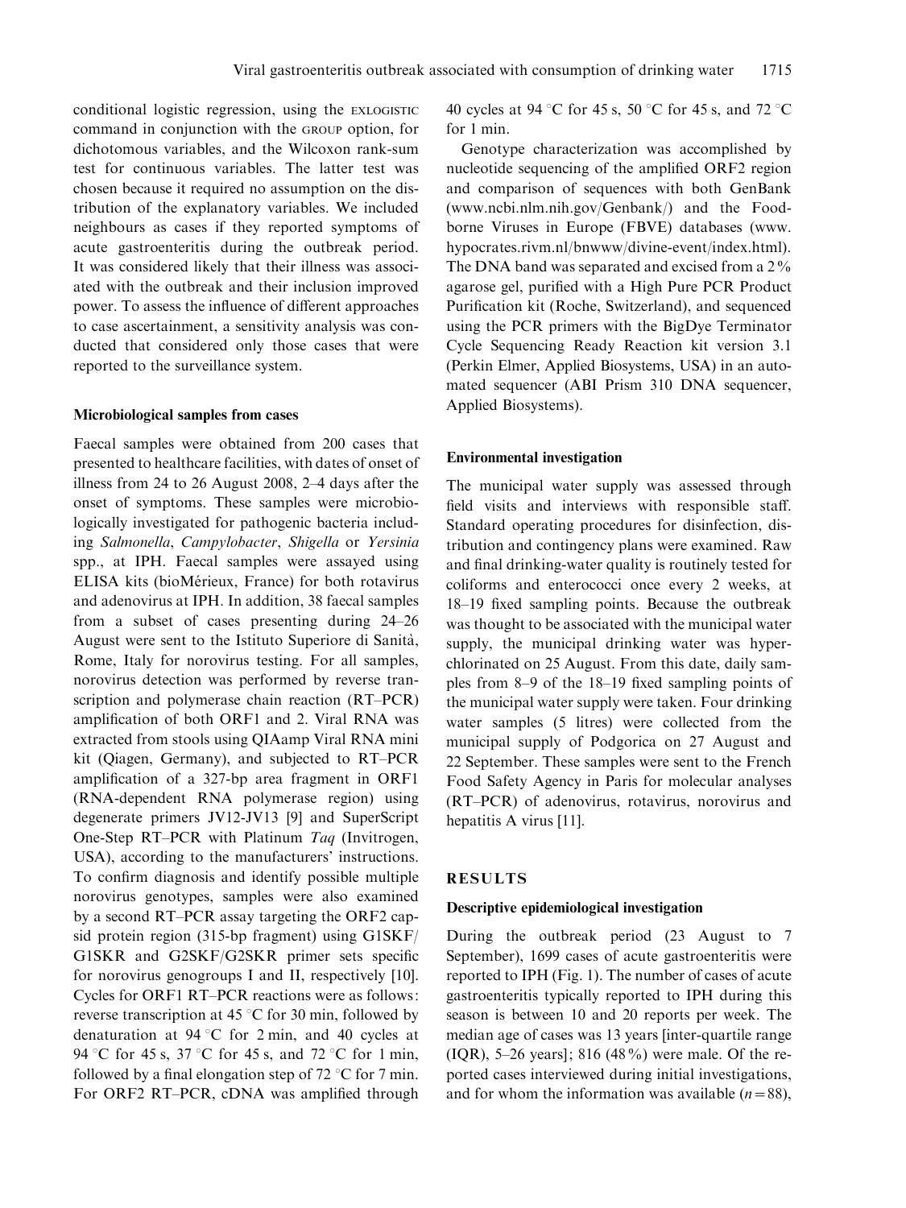conditional logistic regression, using the EXLOGISTIC command in conjunction with the GROUP option, for dichotomous variables, and the Wilcoxon rank-sum test for continuous variables. The latter test was chosen because it required no assumption on the distribution of the explanatory variables. We included neighbours as cases if they reported symptoms of acute gastroenteritis during the outbreak period. It was considered likely that their illness was associated with the outbreak and their inclusion improved power. To assess the influence of different approaches to case ascertainment, a sensitivity analysis was conducted that considered only those cases that were reported to the surveillance system.

### Microbiological samples from cases

Faecal samples were obtained from 200 cases that presented to healthcare facilities, with dates of onset of illness from 24 to 26 August 2008, 2–4 days after the onset of symptoms. These samples were microbiologically investigated for pathogenic bacteria including *Salmonella*, *Campylobacter*, *Shigella* or *Yersinia* spp., at IPH. Faecal samples were assayed using ELISA kits (bioMérieux, France) for both rotavirus and adenovirus at IPH. In addition, 38 faecal samples from a subset of cases presenting during 24–26 August were sent to the Istituto Superiore di Sanità, Rome, Italy for norovirus testing. For all samples, norovirus detection was performed by reverse transcription and polymerase chain reaction (RT–PCR) amplification of both ORF1 and 2. Viral RNA was extracted from stools using QIAamp Viral RNA mini kit (Qiagen, Germany), and subjected to RT–PCR amplification of a 327-bp area fragment in ORF1 (RNA-dependent RNA polymerase region) using degenerate primers JV12-JV13 [9] and SuperScript One-Step RT–PCR with Platinum *Taq* (Invitrogen, USA), according to the manufacturers' instructions. To confirm diagnosis and identify possible multiple norovirus genotypes, samples were also examined by a second RT–PCR assay targeting the ORF2 capsid protein region (315-bp fragment) using G1SKF/G1SKR and G2SKF/G2SKR primer sets specific for norovirus genogroups I and II, respectively [10]. Cycles for ORF1 RT–PCR reactions were as follows: reverse transcription at 45 °C for 30 min, followed by denaturation at 94 °C for 2 min, and 40 cycles at 94 °C for 45 s, 37 °C for 45 s, and 72 °C for 1 min, followed by a final elongation step of 72 °C for 7 min. For ORF2 RT–PCR, cDNA was amplified through 40 cycles at 94 °C for 45 s, 50 °C for 45 s, and 72 °C for 1 min.

Genotype characterization was accomplished by nucleotide sequencing of the amplified ORF2 region and comparison of sequences with both GenBank (www.ncbi.nlm.nih.gov/Genbank/) and the Food-borne Viruses in Europe (FBVE) databases (www.hypocrates.rivm.nl/bnwww/divine-event/index.html). The DNA band was separated and excised from a 2% agarose gel, purified with a High Pure PCR Product Purification kit (Roche, Switzerland), and sequenced using the PCR primers with the BigDye Terminator Cycle Sequencing Ready Reaction kit version 3.1 (Perkin Elmer, Applied Biosystems, USA) in an automated sequencer (ABI Prism 310 DNA sequencer, Applied Biosystems).

### Environmental investigation

The municipal water supply was assessed through field visits and interviews with responsible staff. Standard operating procedures for disinfection, distribution and contingency plans were examined. Raw and final drinking-water quality is routinely tested for coliforms and enterococci once every 2 weeks, at 18–19 fixed sampling points. Because the outbreak was thought to be associated with the municipal water supply, the municipal drinking water was hyperchlorinated on 25 August. From this date, daily samples from 8–9 of the 18–19 fixed sampling points of the municipal water supply were taken. Four drinking water samples (5 litres) were collected from the municipal supply of Podgorica on 27 August and 22 September. These samples were sent to the French Food Safety Agency in Paris for molecular analyses (RT–PCR) of adenovirus, rotavirus, norovirus and hepatitis A virus [11].

## RESULTS

### Descriptive epidemiological investigation

During the outbreak period (23 August to 7 September), 1699 cases of acute gastroenteritis were reported to IPH (Fig. 1). The number of cases of acute gastroenteritis typically reported to IPH during this season is between 10 and 20 reports per week. The median age of cases was 13 years [inter-quartile range (IQR), 5–26 years]; 816 (48%) were male. Of the reported cases interviewed during initial investigations, and for whom the information was available ($n = 88$),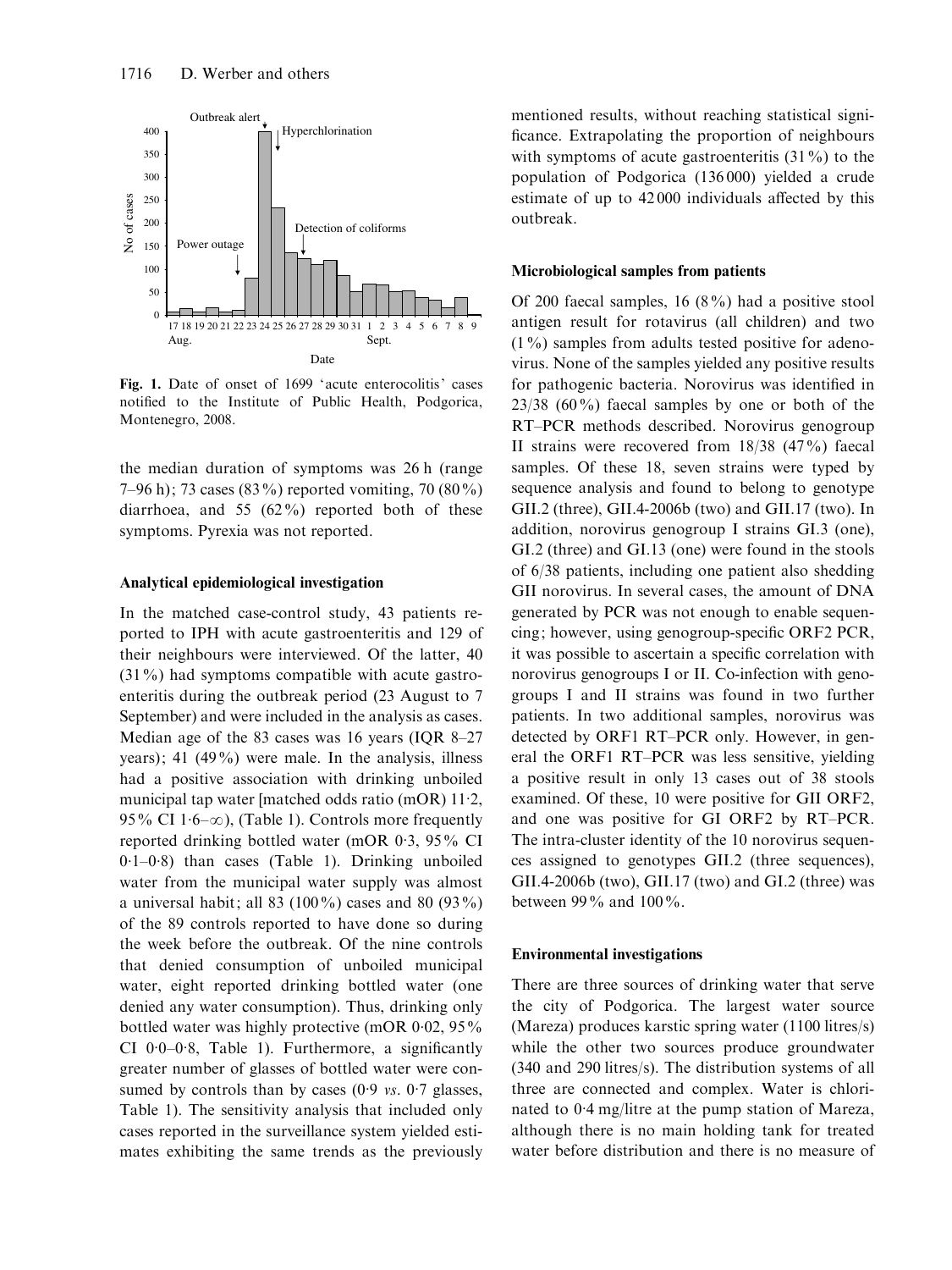Fig. 1. Date of onset of 1699 'acute enterocolitis' cases notified to the Institute of Public Health, Podgorica, Montenegro, 2008.

the median duration of symptoms was 26 h (range 7–96 h); 73 cases (83%) reported vomiting, 70 (80%) diarrhoea, and 55 (62%) reported both of these symptoms. Pyrexia was not reported.

### Analytical epidemiological investigation

In the matched case-control study, 43 patients reported to IPH with acute gastroenteritis and 129 of their neighbours were interviewed. Of the latter, 40 (31%) had symptoms compatible with acute gastroenteritis during the outbreak period (23 August to 7 September) and were included in the analysis as cases. Median age of the 83 cases was 16 years (IQR 8–27 years); 41 (49%) were male. In the analysis, illness had a positive association with drinking unboiled municipal tap water [matched odds ratio (mOR) 11·2, 95% CI 1·6–∞), (Table 1). Controls more frequently reported drinking bottled water (mOR 0·3, 95% CI 0·1–0·8) than cases (Table 1). Drinking unboiled water from the municipal water supply was almost a universal habit; all 83 (100%) cases and 80 (93%) of the 89 controls reported to have done so during the week before the outbreak. Of the nine controls that denied consumption of unboiled municipal water, eight reported drinking bottled water (one denied any water consumption). Thus, drinking only bottled water was highly protective (mOR 0·02, 95% CI 0·0–0·8, Table 1). Furthermore, a significantly greater number of glasses of bottled water were consumed by controls than by cases (0·9 *vs.* 0·7 glasses, Table 1). The sensitivity analysis that included only cases reported in the surveillance system yielded estimates exhibiting the same trends as the previously mentioned results, without reaching statistical significance. Extrapolating the proportion of neighbours with symptoms of acute gastroenteritis (31%) to the population of Podgorica (136 000) yielded a crude estimate of up to 42 000 individuals affected by this outbreak.

### Microbiological samples from patients

Of 200 faecal samples, 16 (8%) had a positive stool antigen result for rotavirus (all children) and two (1%) samples from adults tested positive for adenovirus. None of the samples yielded any positive results for pathogenic bacteria. Norovirus was identified in 23/38 (60%) faecal samples by one or both of the RT–PCR methods described. Norovirus genogroup II strains were recovered from 18/38 (47%) faecal samples. Of these 18, seven strains were typed by sequence analysis and found to belong to genotype GII.2 (three), GII.4-2006b (two) and GII.17 (two). In addition, norovirus genogroup I strains GI.3 (one), GI.2 (three) and GI.13 (one) were found in the stools of 6/38 patients, including one patient also shedding GII norovirus. In several cases, the amount of DNA generated by PCR was not enough to enable sequencing; however, using genogroup-specific ORF2 PCR, it was possible to ascertain a specific correlation with norovirus genogroups I or II. Co-infection with genogroups I and II strains was found in two further patients. In two additional samples, norovirus was detected by ORF1 RT–PCR only. However, in general the ORF1 RT–PCR was less sensitive, yielding a positive result in only 13 cases out of 38 stools examined. Of these, 10 were positive for GII ORF2, and one was positive for GI ORF2 by RT–PCR. The intra-cluster identity of the 10 norovirus sequences assigned to genotypes GII.2 (three sequences), GII.4-2006b (two), GII.17 (two) and GI.2 (three) was between 99% and 100%.

### Environmental investigations

There are three sources of drinking water that serve the city of Podgorica. The largest water source (Mareza) produces karstic spring water (1100 litres/s) while the other two sources produce groundwater (340 and 290 litres/s). The distribution systems of all three are connected and complex. Water is chlorinated to 0·4 mg/litre at the pump station of Mareza, although there is no main holding tank for treated water before distribution and there is no measure of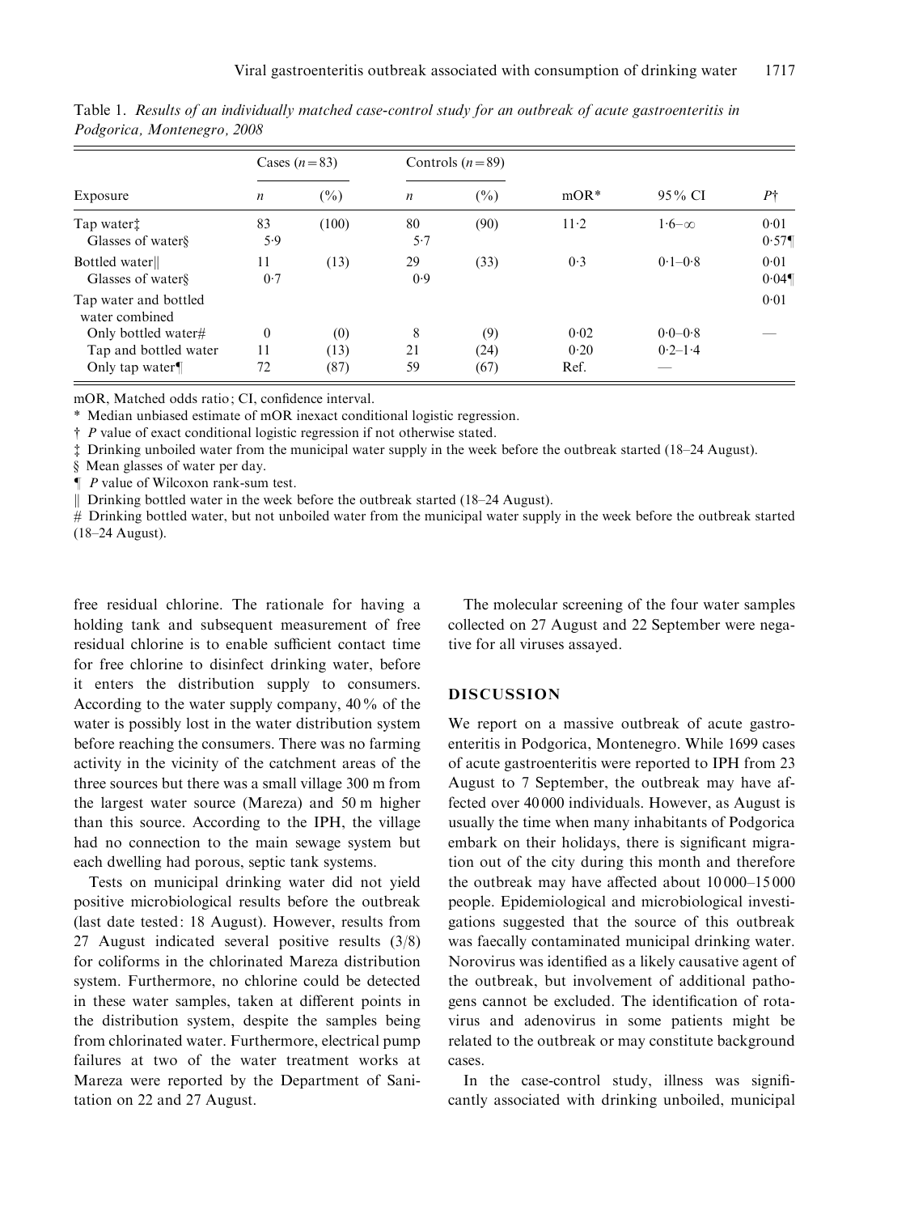Table 1. *Results of an individually matched case-control study for an outbreak of acute gastroenteritis in Podgorica, Montenegro, 2008*

| Exposure | Cases (n=83) | | Controls (n=89) | | mOR* | 95% CI | P† |
|---|---|---|---|---|---|---|---|
| | n | (%) | n | (%) | | | |
| Tap water‡ | 83 | (100) | 80 | (90) | 11·2 | 1·6–∞ | 0·01 |
| Glasses of water§ | 5·9 | | 5·7 | | | | 0·57¶ |
| Bottled water‖ | 11 | (13) | 29 | (33) | 0·3 | 0·1–0·8 | 0·01 |
| Glasses of water§ | 0·7 | | 0·9 | | | | 0·04¶ |
| Tap water and bottled water combined | | | | | | | 0·01 |
| Only bottled water# | 0 | (0) | 8 | (9) | 0·02 | 0·0–0·8 | — |
| Tap and bottled water | 11 | (13) | 21 | (24) | 0·20 | 0·2–1·4 | |
| Only tap water¶ | 72 | (87) | 59 | (67) | Ref. | — | |

mOR, Matched odds ratio; CI, confidence interval.

\* Median unbiased estimate of mOR inexact conditional logistic regression.

† P value of exact conditional logistic regression if not otherwise stated.

‡ Drinking unboiled water from the municipal water supply in the week before the outbreak started (18–24 August).

§ Mean glasses of water per day.

¶ P value of Wilcoxon rank-sum test.

‖ Drinking bottled water in the week before the outbreak started (18–24 August).

\# Drinking bottled water, but not unboiled water from the municipal water supply in the week before the outbreak started (18–24 August).

free residual chlorine. The rationale for having a holding tank and subsequent measurement of free residual chlorine is to enable sufficient contact time for free chlorine to disinfect drinking water, before it enters the distribution supply to consumers. According to the water supply company, 40% of the water is possibly lost in the water distribution system before reaching the consumers. There was no farming activity in the vicinity of the catchment areas of the three sources but there was a small village 300 m from the largest water source (Mareza) and 50 m higher than this source. According to the IPH, the village had no connection to the main sewage system but each dwelling had porous, septic tank systems.

Tests on municipal drinking water did not yield positive microbiological results before the outbreak (last date tested: 18 August). However, results from 27 August indicated several positive results (3/8) for coliforms in the chlorinated Mareza distribution system. Furthermore, no chlorine could be detected in these water samples, taken at different points in the distribution system, despite the samples being from chlorinated water. Furthermore, electrical pump failures at two of the water treatment works at Mareza were reported by the Department of Sanitation on 22 and 27 August.

The molecular screening of the four water samples collected on 27 August and 22 September were negative for all viruses assayed.

## DISCUSSION

We report on a massive outbreak of acute gastroenteritis in Podgorica, Montenegro. While 1699 cases of acute gastroenteritis were reported to IPH from 23 August to 7 September, the outbreak may have affected over 40 000 individuals. However, as August is usually the time when many inhabitants of Podgorica embark on their holidays, there is significant migration out of the city during this month and therefore the outbreak may have affected about 10 000–15 000 people. Epidemiological and microbiological investigations suggested that the source of this outbreak was faecally contaminated municipal drinking water. Norovirus was identified as a likely causative agent of the outbreak, but involvement of additional pathogens cannot be excluded. The identification of rotavirus and adenovirus in some patients might be related to the outbreak or may constitute background cases.

In the case-control study, illness was significantly associated with drinking unboiled, municipal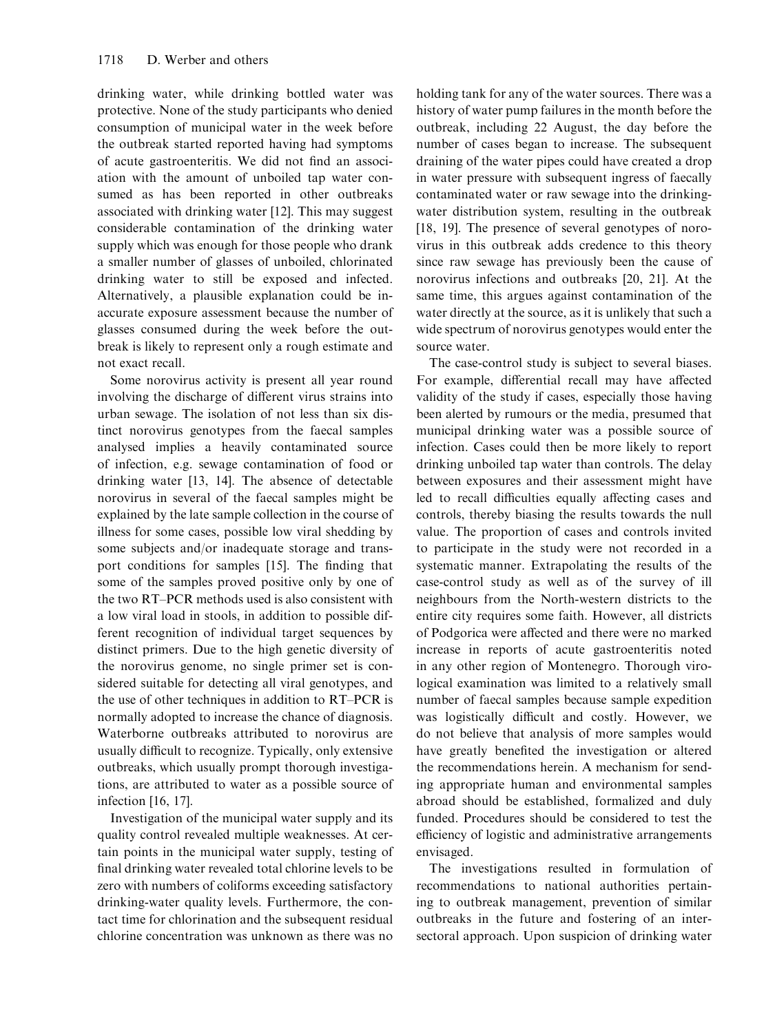drinking water, while drinking bottled water was protective. None of the study participants who denied consumption of municipal water in the week before the outbreak started reported having had symptoms of acute gastroenteritis. We did not find an association with the amount of unboiled tap water consumed as has been reported in other outbreaks associated with drinking water [12]. This may suggest considerable contamination of the drinking water supply which was enough for those people who drank a smaller number of glasses of unboiled, chlorinated drinking water to still be exposed and infected. Alternatively, a plausible explanation could be inaccurate exposure assessment because the number of glasses consumed during the week before the outbreak is likely to represent only a rough estimate and not exact recall.

Some norovirus activity is present all year round involving the discharge of different virus strains into urban sewage. The isolation of not less than six distinct norovirus genotypes from the faecal samples analysed implies a heavily contaminated source of infection, e.g. sewage contamination of food or drinking water [13, 14]. The absence of detectable norovirus in several of the faecal samples might be explained by the late sample collection in the course of illness for some cases, possible low viral shedding by some subjects and/or inadequate storage and transport conditions for samples [15]. The finding that some of the samples proved positive only by one of the two RT–PCR methods used is also consistent with a low viral load in stools, in addition to possible different recognition of individual target sequences by distinct primers. Due to the high genetic diversity of the norovirus genome, no single primer set is considered suitable for detecting all viral genotypes, and the use of other techniques in addition to RT–PCR is normally adopted to increase the chance of diagnosis. Waterborne outbreaks attributed to norovirus are usually difficult to recognize. Typically, only extensive outbreaks, which usually prompt thorough investigations, are attributed to water as a possible source of infection [16, 17].

Investigation of the municipal water supply and its quality control revealed multiple weaknesses. At certain points in the municipal water supply, testing of final drinking water revealed total chlorine levels to be zero with numbers of coliforms exceeding satisfactory drinking-water quality levels. Furthermore, the contact time for chlorination and the subsequent residual chlorine concentration was unknown as there was no holding tank for any of the water sources. There was a history of water pump failures in the month before the outbreak, including 22 August, the day before the number of cases began to increase. The subsequent draining of the water pipes could have created a drop in water pressure with subsequent ingress of faecally contaminated water or raw sewage into the drinking-water distribution system, resulting in the outbreak [18, 19]. The presence of several genotypes of norovirus in this outbreak adds credence to this theory since raw sewage has previously been the cause of norovirus infections and outbreaks [20, 21]. At the same time, this argues against contamination of the water directly at the source, as it is unlikely that such a wide spectrum of norovirus genotypes would enter the source water.

The case-control study is subject to several biases. For example, differential recall may have affected validity of the study if cases, especially those having been alerted by rumours or the media, presumed that municipal drinking water was a possible source of infection. Cases could then be more likely to report drinking unboiled tap water than controls. The delay between exposures and their assessment might have led to recall difficulties equally affecting cases and controls, thereby biasing the results towards the null value. The proportion of cases and controls invited to participate in the study were not recorded in a systematic manner. Extrapolating the results of the case-control study as well as of the survey of ill neighbours from the North-western districts to the entire city requires some faith. However, all districts of Podgorica were affected and there were no marked increase in reports of acute gastroenteritis noted in any other region of Montenegro. Thorough virological examination was limited to a relatively small number of faecal samples because sample expedition was logistically difficult and costly. However, we do not believe that analysis of more samples would have greatly benefited the investigation or altered the recommendations herein. A mechanism for sending appropriate human and environmental samples abroad should be established, formalized and duly funded. Procedures should be considered to test the efficiency of logistic and administrative arrangements envisaged.

The investigations resulted in formulation of recommendations to national authorities pertaining to outbreak management, prevention of similar outbreaks in the future and fostering of an intersectoral approach. Upon suspicion of drinking water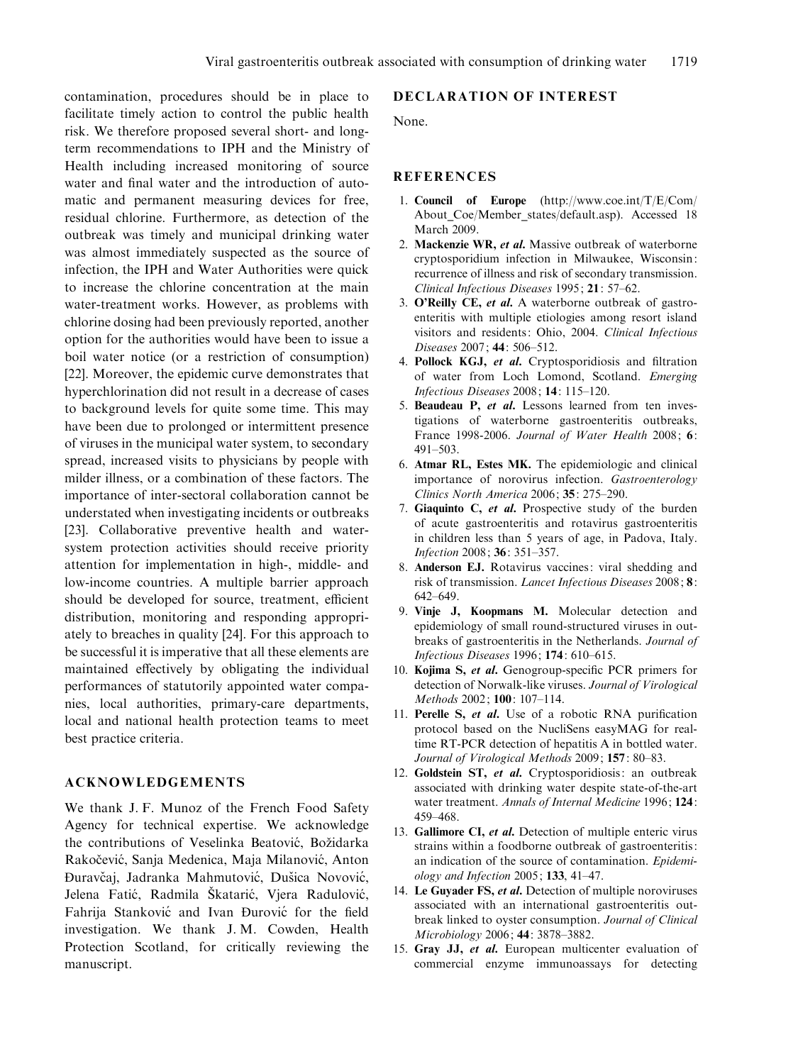contamination, procedures should be in place to facilitate timely action to control the public health risk. We therefore proposed several short- and long-term recommendations to IPH and the Ministry of Health including increased monitoring of source water and final water and the introduction of automatic and permanent measuring devices for free, residual chlorine. Furthermore, as detection of the outbreak was timely and municipal drinking water was almost immediately suspected as the source of infection, the IPH and Water Authorities were quick to increase the chlorine concentration at the main water-treatment works. However, as problems with chlorine dosing had been previously reported, another option for the authorities would have been to issue a boil water notice (or a restriction of consumption) [22]. Moreover, the epidemic curve demonstrates that hyperchlorination did not result in a decrease of cases to background levels for quite some time. This may have been due to prolonged or intermittent presence of viruses in the municipal water system, to secondary spread, increased visits to physicians by people with milder illness, or a combination of these factors. The importance of inter-sectoral collaboration cannot be understated when investigating incidents or outbreaks [23]. Collaborative preventive health and water-system protection activities should receive priority attention for implementation in high-, middle- and low-income countries. A multiple barrier approach should be developed for source, treatment, efficient distribution, monitoring and responding appropriately to breaches in quality [24]. For this approach to be successful it is imperative that all these elements are maintained effectively by obligating the individual performances of statutorily appointed water companies, local authorities, primary-care departments, local and national health protection teams to meet best practice criteria.

## ACKNOWLEDGEMENTS

We thank J. F. Munoz of the French Food Safety Agency for technical expertise. We acknowledge the contributions of Veselinka Beatović, Božidarka Rakočević, Sanja Medenica, Maja Milanović, Anton Đuravčaj, Jadranka Mahmutović, Dušica Novović, Jelena Fatić, Radmila Škatarić, Vjera Radulović, Fahrija Stanković and Ivan Đurović for the field investigation. We thank J. M. Cowden, Health Protection Scotland, for critically reviewing the manuscript.

## DECLARATION OF INTEREST

None.

## REFERENCES

1. **Council of Europe** (http://www.coe.int/T/E/Com/About_Coe/Member_states/default.asp). Accessed 18 March 2009.
2. **Mackenzie WR,** ***et al.*** Massive outbreak of waterborne cryptosporidium infection in Milwaukee, Wisconsin: recurrence of illness and risk of secondary transmission. *Clinical Infectious Diseases* 1995; **21**: 57–62.
3. **O'Reilly CE,** ***et al.*** A waterborne outbreak of gastroenteritis with multiple etiologies among resort island visitors and residents: Ohio, 2004. *Clinical Infectious Diseases* 2007; **44**: 506–512.
4. **Pollock KGJ,** ***et al.*** Cryptosporidiosis and filtration of water from Loch Lomond, Scotland. *Emerging Infectious Diseases* 2008; **14**: 115–120.
5. **Beaudeau P,** ***et al.*** Lessons learned from ten investigations of waterborne gastroenteritis outbreaks, France 1998-2006. *Journal of Water Health* 2008; **6**: 491–503.
6. **Atmar RL, Estes MK.** The epidemiologic and clinical importance of norovirus infection. *Gastroenterology Clinics North America* 2006; **35**: 275–290.
7. **Giaquinto C,** ***et al.*** Prospective study of the burden of acute gastroenteritis and rotavirus gastroenteritis in children less than 5 years of age, in Padova, Italy. *Infection* 2008; **36**: 351–357.
8. **Anderson EJ.** Rotavirus vaccines: viral shedding and risk of transmission. *Lancet Infectious Diseases* 2008; **8**: 642–649.
9. **Vinje J, Koopmans M.** Molecular detection and epidemiology of small round-structured viruses in outbreaks of gastroenteritis in the Netherlands. *Journal of Infectious Diseases* 1996; **174**: 610–615.
10. **Kojima S,** ***et al.*** Genogroup-specific PCR primers for detection of Norwalk-like viruses. *Journal of Virological Methods* 2002; **100**: 107–114.
11. **Perelle S,** ***et al.*** Use of a robotic RNA purification protocol based on the NucliSens easyMAG for real-time RT-PCR detection of hepatitis A in bottled water. *Journal of Virological Methods* 2009; **157**: 80–83.
12. **Goldstein ST,** ***et al.*** Cryptosporidiosis: an outbreak associated with drinking water despite state-of-the-art water treatment. *Annals of Internal Medicine* 1996; **124**: 459–468.
13. **Gallimore CI,** ***et al.*** Detection of multiple enteric virus strains within a foodborne outbreak of gastroenteritis: an indication of the source of contamination. *Epidemiology and Infection* 2005; **133**, 41–47.
14. **Le Guyader FS,** ***et al.*** Detection of multiple noroviruses associated with an international gastroenteritis outbreak linked to oyster consumption. *Journal of Clinical Microbiology* 2006; **44**: 3878–3882.
15. **Gray JJ,** ***et al.*** European multicenter evaluation of commercial enzyme immunoassays for detecting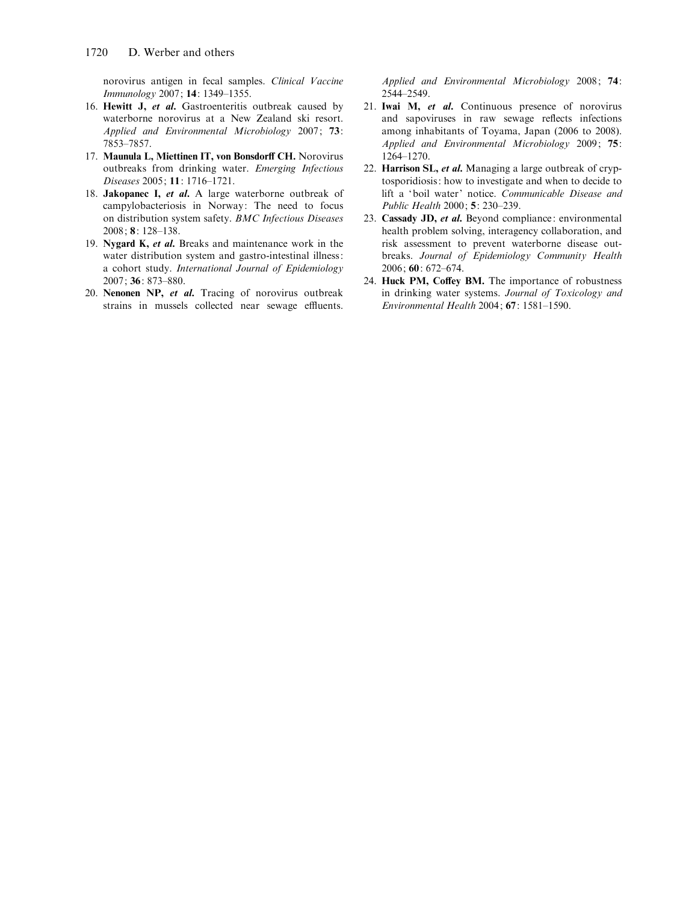norovirus antigen in fecal samples. *Clinical Vaccine Immunology* 2007; **14**: 1349–1355.

16. **Hewitt J, *et al*.** Gastroenteritis outbreak caused by waterborne norovirus at a New Zealand ski resort. *Applied and Environmental Microbiology* 2007; **73**: 7853–7857.
17. **Maunula L, Miettinen IT, von Bonsdorff CH.** Norovirus outbreaks from drinking water. *Emerging Infectious Diseases* 2005; **11**: 1716–1721.
18. **Jakopanec I, *et al*.** A large waterborne outbreak of campylobacteriosis in Norway: The need to focus on distribution system safety. *BMC Infectious Diseases* 2008; **8**: 128–138.
19. **Nygard K, *et al*.** Breaks and maintenance work in the water distribution system and gastro-intestinal illness: a cohort study. *International Journal of Epidemiology* 2007; **36**: 873–880.
20. **Nenonen NP, *et al*.** Tracing of norovirus outbreak strains in mussels collected near sewage effluents. *Applied and Environmental Microbiology* 2008; **74**: 2544–2549.
21. **Iwai M, *et al*.** Continuous presence of norovirus and sapoviruses in raw sewage reflects infections among inhabitants of Toyama, Japan (2006 to 2008). *Applied and Environmental Microbiology* 2009; **75**: 1264–1270.
22. **Harrison SL, *et al*.** Managing a large outbreak of cryptosporidiosis: how to investigate and when to decide to lift a 'boil water' notice. *Communicable Disease and Public Health* 2000; **5**: 230–239.
23. **Cassady JD, *et al*.** Beyond compliance: environmental health problem solving, interagency collaboration, and risk assessment to prevent waterborne disease outbreaks. *Journal of Epidemiology Community Health* 2006; **60**: 672–674.
24. **Huck PM, Coffey BM.** The importance of robustness in drinking water systems. *Journal of Toxicology and Environmental Health* 2004; **67**: 1581–1590.